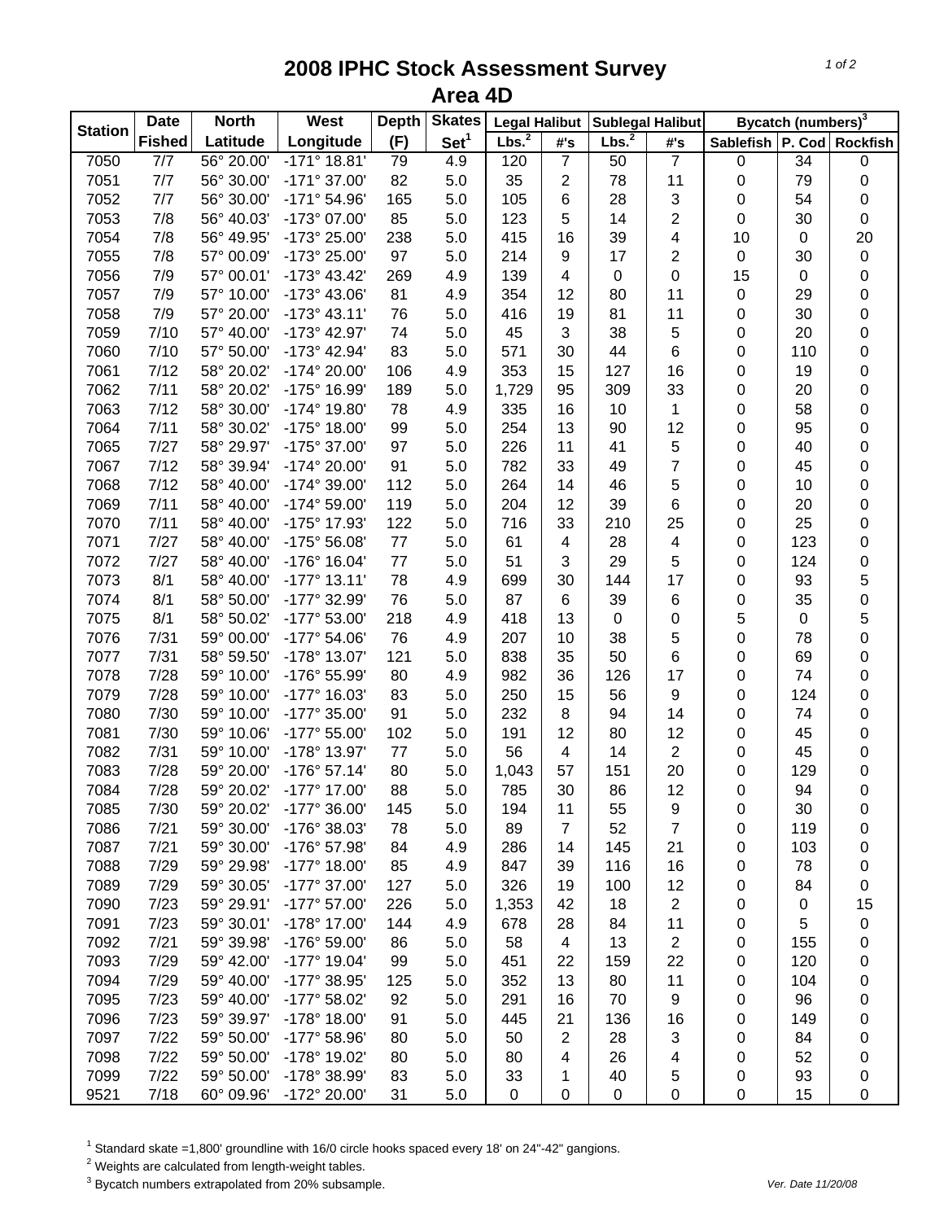# 2008 IPHC Stock Assessment Survey
## Area 4D

| Station | Date | North | West | Depth | Skates | Legal Halibut | | Sublegal Halibut | | Bycatch (numbers)[3] | | |
|---|---|---|---|---|---|---|---|---|---|---|---|---|
| | Fished | Latitude | Longitude | (F) | Set[1] | Lbs.[2] | #'s | Lbs.[2] | #'s | Sablefish | P. Cod | Rockfish |
| 7050 | 7/7 | 56° 20.00' | -171° 18.81' | 79 | 4.9 | 120 | 7 | 50 | 7 | 0 | 34 | 0 |
| 7051 | 7/7 | 56° 30.00' | -171° 37.00' | 82 | 5.0 | 35 | 2 | 78 | 11 | 0 | 79 | 0 |
| 7052 | 7/7 | 56° 30.00' | -171° 54.96' | 165 | 5.0 | 105 | 6 | 28 | 3 | 0 | 54 | 0 |
| 7053 | 7/8 | 56° 40.03' | -173° 07.00' | 85 | 5.0 | 123 | 5 | 14 | 2 | 0 | 30 | 0 |
| 7054 | 7/8 | 56° 49.95' | -173° 25.00' | 238 | 5.0 | 415 | 16 | 39 | 4 | 10 | 0 | 20 |
| 7055 | 7/8 | 57° 00.09' | -173° 25.00' | 97 | 5.0 | 214 | 9 | 17 | 2 | 0 | 30 | 0 |
| 7056 | 7/9 | 57° 00.01' | -173° 43.42' | 269 | 4.9 | 139 | 4 | 0 | 0 | 15 | 0 | 0 |
| 7057 | 7/9 | 57° 10.00' | -173° 43.06' | 81 | 4.9 | 354 | 12 | 80 | 11 | 0 | 29 | 0 |
| 7058 | 7/9 | 57° 20.00' | -173° 43.11' | 76 | 5.0 | 416 | 19 | 81 | 11 | 0 | 30 | 0 |
| 7059 | 7/10 | 57° 40.00' | -173° 42.97' | 74 | 5.0 | 45 | 3 | 38 | 5 | 0 | 20 | 0 |
| 7060 | 7/10 | 57° 50.00' | -173° 42.94' | 83 | 5.0 | 571 | 30 | 44 | 6 | 0 | 110 | 0 |
| 7061 | 7/12 | 58° 20.02' | -174° 20.00' | 106 | 4.9 | 353 | 15 | 127 | 16 | 0 | 19 | 0 |
| 7062 | 7/11 | 58° 20.02' | -175° 16.99' | 189 | 5.0 | 1,729 | 95 | 309 | 33 | 0 | 20 | 0 |
| 7063 | 7/12 | 58° 30.00' | -174° 19.80' | 78 | 4.9 | 335 | 16 | 10 | 1 | 0 | 58 | 0 |
| 7064 | 7/11 | 58° 30.02' | -175° 18.00' | 99 | 5.0 | 254 | 13 | 90 | 12 | 0 | 95 | 0 |
| 7065 | 7/27 | 58° 29.97' | -175° 37.00' | 97 | 5.0 | 226 | 11 | 41 | 5 | 0 | 40 | 0 |
| 7067 | 7/12 | 58° 39.94' | -174° 20.00' | 91 | 5.0 | 782 | 33 | 49 | 7 | 0 | 45 | 0 |
| 7068 | 7/12 | 58° 40.00' | -174° 39.00' | 112 | 5.0 | 264 | 14 | 46 | 5 | 0 | 10 | 0 |
| 7069 | 7/11 | 58° 40.00' | -174° 59.00' | 119 | 5.0 | 204 | 12 | 39 | 6 | 0 | 20 | 0 |
| 7070 | 7/11 | 58° 40.00' | -175° 17.93' | 122 | 5.0 | 716 | 33 | 210 | 25 | 0 | 25 | 0 |
| 7071 | 7/27 | 58° 40.00' | -175° 56.08' | 77 | 5.0 | 61 | 4 | 28 | 4 | 0 | 123 | 0 |
| 7072 | 7/27 | 58° 40.00' | -176° 16.04' | 77 | 5.0 | 51 | 3 | 29 | 5 | 0 | 124 | 0 |
| 7073 | 8/1 | 58° 40.00' | -177° 13.11' | 78 | 4.9 | 699 | 30 | 144 | 17 | 0 | 93 | 5 |
| 7074 | 8/1 | 58° 50.00' | -177° 32.99' | 76 | 5.0 | 87 | 6 | 39 | 6 | 0 | 35 | 0 |
| 7075 | 8/1 | 58° 50.02' | -177° 53.00' | 218 | 4.9 | 418 | 13 | 0 | 0 | 5 | 0 | 5 |
| 7076 | 7/31 | 59° 00.00' | -177° 54.06' | 76 | 4.9 | 207 | 10 | 38 | 5 | 0 | 78 | 0 |
| 7077 | 7/31 | 58° 59.50' | -178° 13.07' | 121 | 5.0 | 838 | 35 | 50 | 6 | 0 | 69 | 0 |
| 7078 | 7/28 | 59° 10.00' | -176° 55.99' | 80 | 4.9 | 982 | 36 | 126 | 17 | 0 | 74 | 0 |
| 7079 | 7/28 | 59° 10.00' | -177° 16.03' | 83 | 5.0 | 250 | 15 | 56 | 9 | 0 | 124 | 0 |
| 7080 | 7/30 | 59° 10.00' | -177° 35.00' | 91 | 5.0 | 232 | 8 | 94 | 14 | 0 | 74 | 0 |
| 7081 | 7/30 | 59° 10.06' | -177° 55.00' | 102 | 5.0 | 191 | 12 | 80 | 12 | 0 | 45 | 0 |
| 7082 | 7/31 | 59° 10.00' | -178° 13.97' | 77 | 5.0 | 56 | 4 | 14 | 2 | 0 | 45 | 0 |
| 7083 | 7/28 | 59° 20.00' | -176° 57.14' | 80 | 5.0 | 1,043 | 57 | 151 | 20 | 0 | 129 | 0 |
| 7084 | 7/28 | 59° 20.02' | -177° 17.00' | 88 | 5.0 | 785 | 30 | 86 | 12 | 0 | 94 | 0 |
| 7085 | 7/30 | 59° 20.02' | -177° 36.00' | 145 | 5.0 | 194 | 11 | 55 | 9 | 0 | 30 | 0 |
| 7086 | 7/21 | 59° 30.00' | -176° 38.03' | 78 | 5.0 | 89 | 7 | 52 | 7 | 0 | 119 | 0 |
| 7087 | 7/21 | 59° 30.00' | -176° 57.98' | 84 | 4.9 | 286 | 14 | 145 | 21 | 0 | 103 | 0 |
| 7088 | 7/29 | 59° 29.98' | -177° 18.00' | 85 | 4.9 | 847 | 39 | 116 | 16 | 0 | 78 | 0 |
| 7089 | 7/29 | 59° 30.05' | -177° 37.00' | 127 | 5.0 | 326 | 19 | 100 | 12 | 0 | 84 | 0 |
| 7090 | 7/23 | 59° 29.91' | -177° 57.00' | 226 | 5.0 | 1,353 | 42 | 18 | 2 | 0 | 0 | 15 |
| 7091 | 7/23 | 59° 30.01' | -178° 17.00' | 144 | 4.9 | 678 | 28 | 84 | 11 | 0 | 5 | 0 |
| 7092 | 7/21 | 59° 39.98' | -176° 59.00' | 86 | 5.0 | 58 | 4 | 13 | 2 | 0 | 155 | 0 |
| 7093 | 7/29 | 59° 42.00' | -177° 19.04' | 99 | 5.0 | 451 | 22 | 159 | 22 | 0 | 120 | 0 |
| 7094 | 7/29 | 59° 40.00' | -177° 38.95' | 125 | 5.0 | 352 | 13 | 80 | 11 | 0 | 104 | 0 |
| 7095 | 7/23 | 59° 40.00' | -177° 58.02' | 92 | 5.0 | 291 | 16 | 70 | 9 | 0 | 96 | 0 |
| 7096 | 7/23 | 59° 39.97' | -178° 18.00' | 91 | 5.0 | 445 | 21 | 136 | 16 | 0 | 149 | 0 |
| 7097 | 7/22 | 59° 50.00' | -177° 58.96' | 80 | 5.0 | 50 | 2 | 28 | 3 | 0 | 84 | 0 |
| 7098 | 7/22 | 59° 50.00' | -178° 19.02' | 80 | 5.0 | 80 | 4 | 26 | 4 | 0 | 52 | 0 |
| 7099 | 7/22 | 59° 50.00' | -178° 38.99' | 83 | 5.0 | 33 | 1 | 40 | 5 | 0 | 93 | 0 |
| 9521 | 7/18 | 60° 09.96' | -172° 20.00' | 31 | 5.0 | 0 | 0 | 0 | 0 | 0 | 15 | 0 |

[1] Standard skate =1,800' groundline with 16/0 circle hooks spaced every 18' on 24"-42" gangions.

[2] Weights are calculated from length-weight tables.

[3] Bycatch numbers extrapolated from 20% subsample.

Ver. Date 11/20/08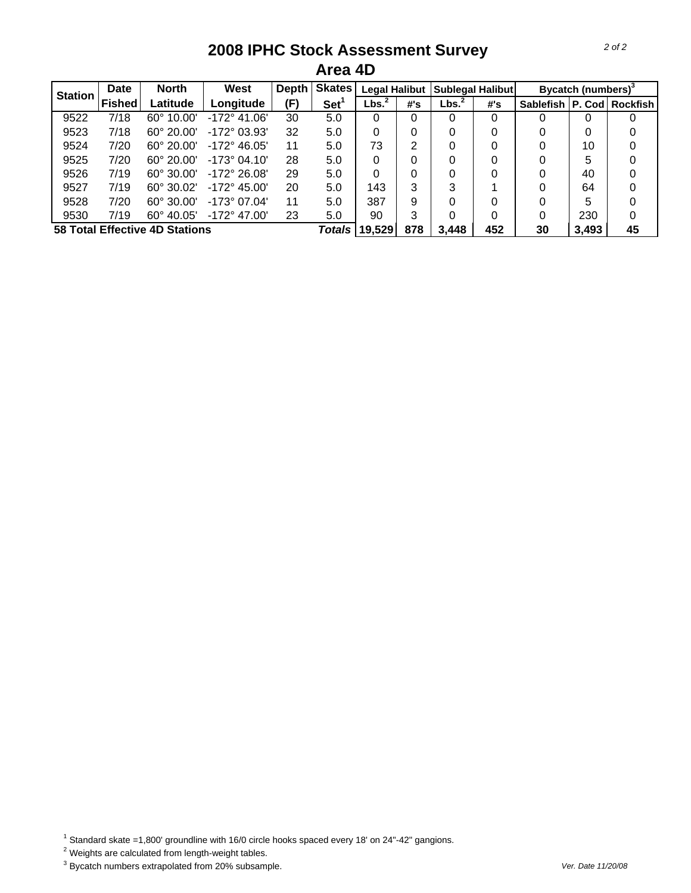# 2008 IPHC Stock Assessment Survey
## Area 4D

| Station | Date | North | West | Depth | Skates | Legal Halibut | | Sublegal Halibut | | Bycatch (numbers)[3] | | |
|---|---|---|---|---|---|---|---|---|---|---|---|---|
| | Fished | Latitude | Longitude | (F) | Set[1] | Lbs.[2] | #'s | Lbs.[2] | #'s | Sablefish | P. Cod | Rockfish |
| 9522 | 7/18 | 60° 10.00' | -172° 41.06' | 30 | 5.0 | 0 | 0 | 0 | 0 | 0 | 0 | 0 |
| 9523 | 7/18 | 60° 20.00' | -172° 03.93' | 32 | 5.0 | 0 | 0 | 0 | 0 | 0 | 0 | 0 |
| 9524 | 7/20 | 60° 20.00' | -172° 46.05' | 11 | 5.0 | 73 | 2 | 0 | 0 | 0 | 10 | 0 |
| 9525 | 7/20 | 60° 20.00' | -173° 04.10' | 28 | 5.0 | 0 | 0 | 0 | 0 | 0 | 5 | 0 |
| 9526 | 7/19 | 60° 30.00' | -172° 26.08' | 29 | 5.0 | 0 | 0 | 0 | 0 | 0 | 40 | 0 |
| 9527 | 7/19 | 60° 30.02' | -172° 45.00' | 20 | 5.0 | 143 | 3 | 3 | 1 | 0 | 64 | 0 |
| 9528 | 7/20 | 60° 30.00' | -173° 07.04' | 11 | 5.0 | 387 | 9 | 0 | 0 | 0 | 5 | 0 |
| 9530 | 7/19 | 60° 40.05' | -172° 47.00' | 23 | 5.0 | 90 | 3 | 0 | 0 | 0 | 230 | 0 |
| **58 Total Effective 4D Stations** | | | | | ***Totals*** | **19,529** | **878** | **3,448** | **452** | **30** | **3,493** | **45** |

[1] Standard skate =1,800' groundline with 16/0 circle hooks spaced every 18' on 24"-42" gangions.

[2] Weights are calculated from length-weight tables.

[3] Bycatch numbers extrapolated from 20% subsample.

*Ver. Date 11/20/08*